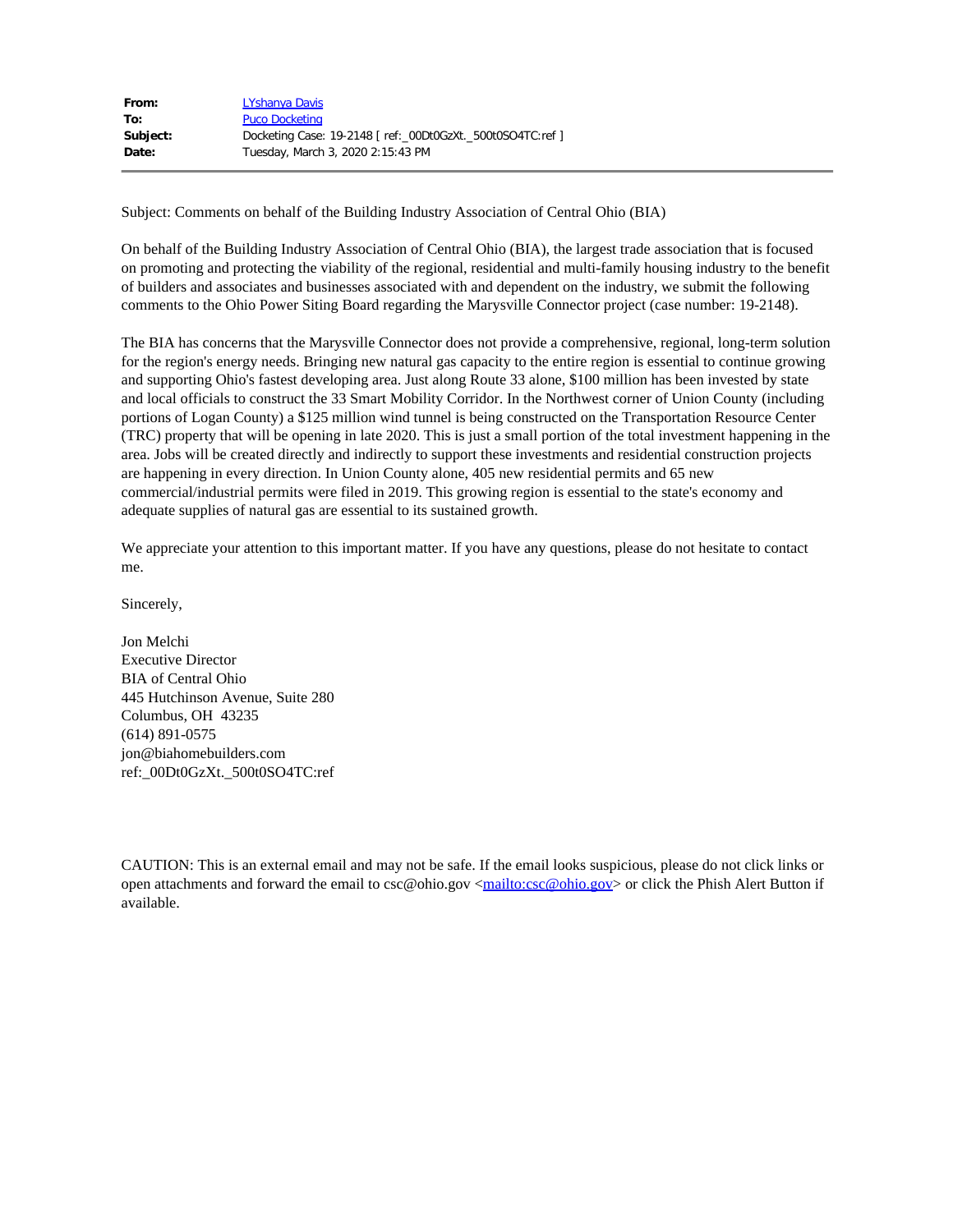| | |
|---|---|
| **From:** | LYshanya Davis |
| **To:** | Puco Docketing |
| **Subject:** | Docketing Case: 19-2148 [ ref:_00Dt0GzXt._500t0SO4TC:ref ] |
| **Date:** | Tuesday, March 3, 2020 2:15:43 PM |

---

Subject: Comments on behalf of the Building Industry Association of Central Ohio (BIA)

On behalf of the Building Industry Association of Central Ohio (BIA), the largest trade association that is focused on promoting and protecting the viability of the regional, residential and multi-family housing industry to the benefit of builders and associates and businesses associated with and dependent on the industry, we submit the following comments to the Ohio Power Siting Board regarding the Marysville Connector project (case number: 19-2148).

The BIA has concerns that the Marysville Connector does not provide a comprehensive, regional, long-term solution for the region's energy needs. Bringing new natural gas capacity to the entire region is essential to continue growing and supporting Ohio's fastest developing area. Just along Route 33 alone, $100 million has been invested by state and local officials to construct the 33 Smart Mobility Corridor. In the Northwest corner of Union County (including portions of Logan County) a $125 million wind tunnel is being constructed on the Transportation Resource Center (TRC) property that will be opening in late 2020. This is just a small portion of the total investment happening in the area. Jobs will be created directly and indirectly to support these investments and residential construction projects are happening in every direction. In Union County alone, 405 new residential permits and 65 new commercial/industrial permits were filed in 2019. This growing region is essential to the state's economy and adequate supplies of natural gas are essential to its sustained growth.

We appreciate your attention to this important matter. If you have any questions, please do not hesitate to contact me.

Sincerely,

Jon Melchi  
Executive Director  
BIA of Central Ohio  
445 Hutchinson Avenue, Suite 280  
Columbus, OH 43235  
(614) 891-0575  
jon@biahomebuilders.com  
ref:_00Dt0GzXt._500t0SO4TC:ref

CAUTION: This is an external email and may not be safe. If the email looks suspicious, please do not click links or open attachments and forward the email to csc@ohio.gov <mailto:csc@ohio.gov> or click the Phish Alert Button if available.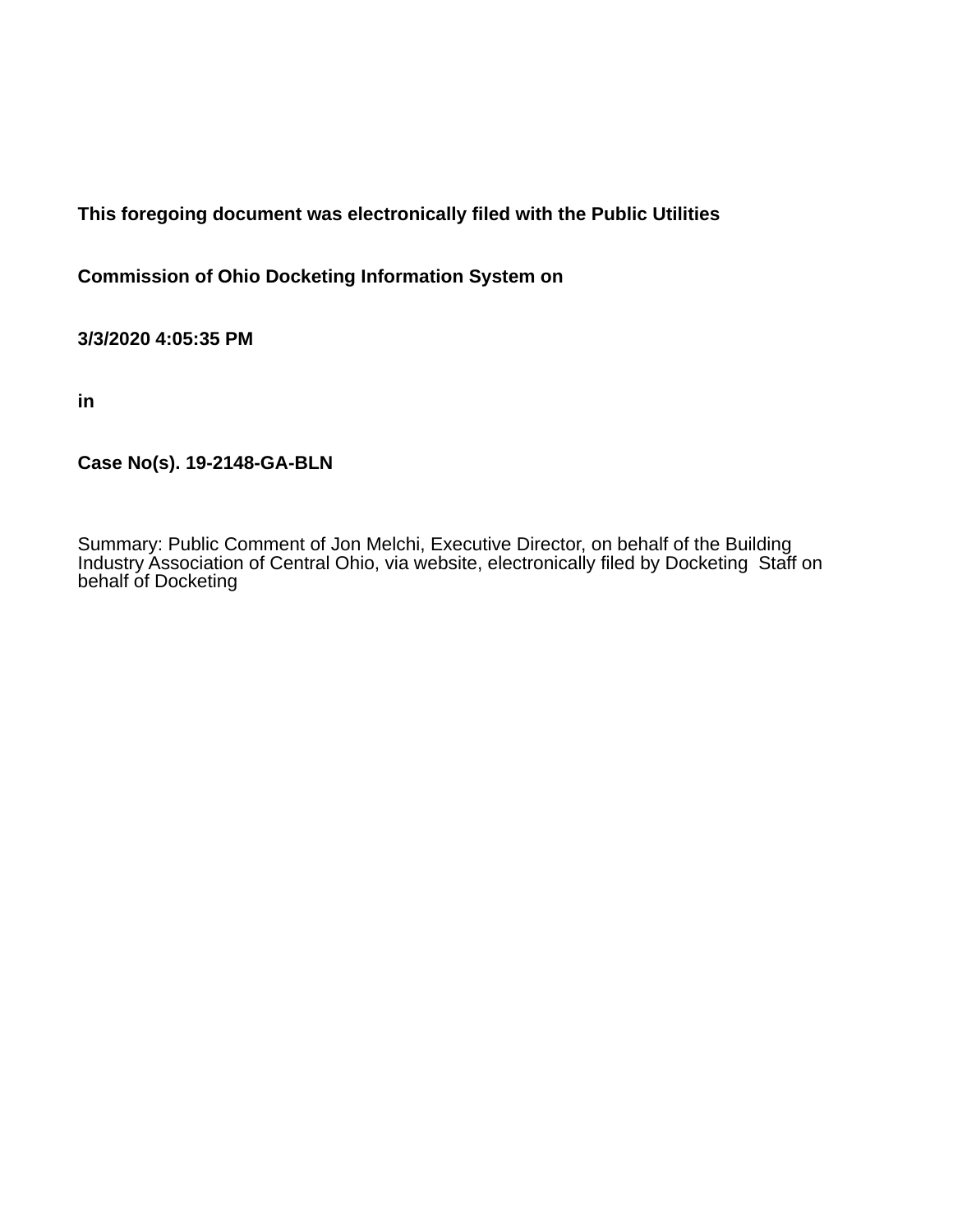**This foregoing document was electronically filed with the Public Utilities**

**Commission of Ohio Docketing Information System on**

**3/3/2020 4:05:35 PM**

**in**

**Case No(s). 19-2148-GA-BLN**

Summary: Public Comment of Jon Melchi, Executive Director, on behalf of the Building Industry Association of Central Ohio, via website, electronically filed by Docketing Staff on behalf of Docketing